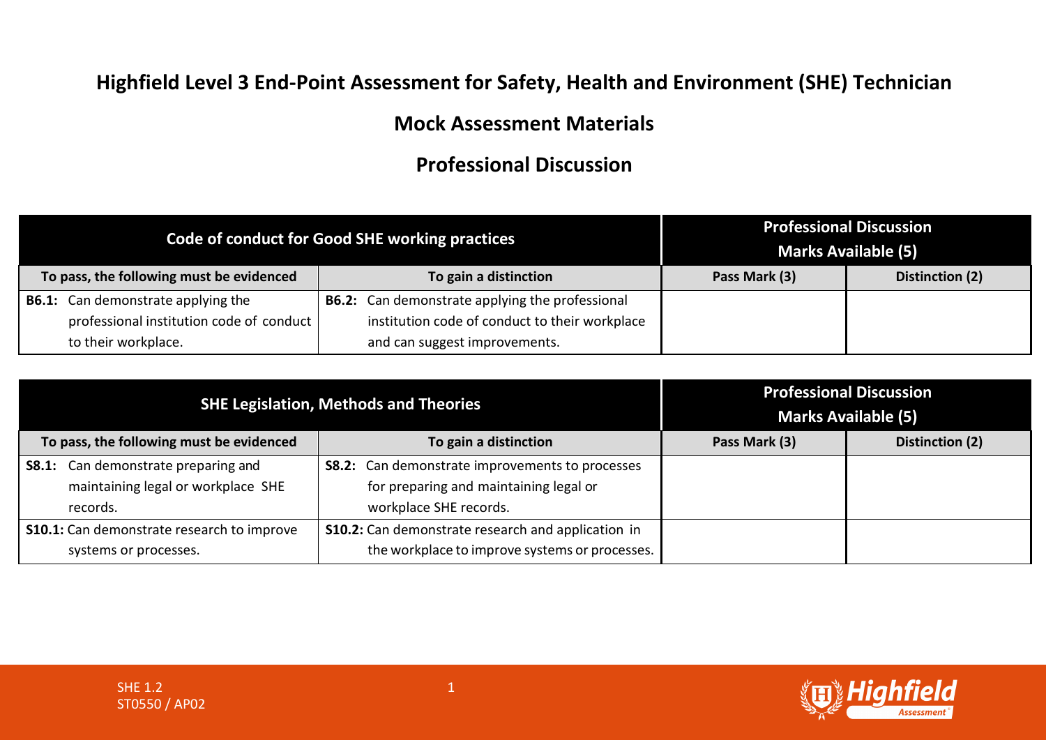# Highfield Level 3 End-Point Assessment for Safety, Health and Environment (SHE) Technician

## Mock Assessment Materials

## Professional Discussion

| Code of conduct for Good SHE working practices | | Professional Discussion Marks Available (5) | |
|---|---|---|---|
| **To pass, the following must be evidenced** | **To gain a distinction** | **Pass Mark (3)** | **Distinction (2)** |
| **B6.1:** Can demonstrate applying the professional institution code of conduct to their workplace. | **B6.2:** Can demonstrate applying the professional institution code of conduct to their workplace and can suggest improvements. | | |

| SHE Legislation, Methods and Theories | | Professional Discussion Marks Available (5) | |
|---|---|---|---|
| **To pass, the following must be evidenced** | **To gain a distinction** | **Pass Mark (3)** | **Distinction (2)** |
| **S8.1:** Can demonstrate preparing and maintaining legal or workplace SHE records. | **S8.2:** Can demonstrate improvements to processes for preparing and maintaining legal or workplace SHE records. | | |
| **S10.1:** Can demonstrate research to improve systems or processes. | **S10.2:** Can demonstrate research and application in the workplace to improve systems or processes. | | |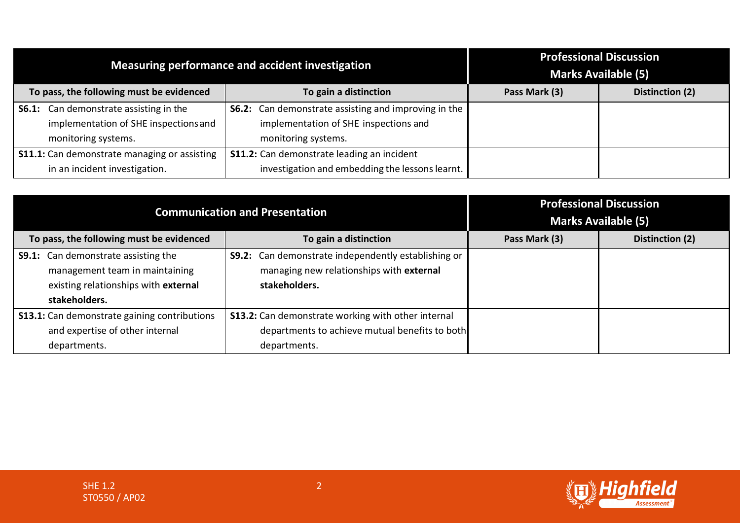| Measuring performance and accident investigation | | Professional Discussion Marks Available (5) | |
|---|---|---|---|
| **To pass, the following must be evidenced** | **To gain a distinction** | **Pass Mark (3)** | **Distinction (2)** |
| **S6.1:** Can demonstrate assisting in the implementation of SHE inspections and monitoring systems. | **S6.2:** Can demonstrate assisting and improving in the implementation of SHE inspections and monitoring systems. | | |
| **S11.1:** Can demonstrate managing or assisting in an incident investigation. | **S11.2:** Can demonstrate leading an incident investigation and embedding the lessons learnt. | | |

| Communication and Presentation | | Professional Discussion Marks Available (5) | |
|---|---|---|---|
| **To pass, the following must be evidenced** | **To gain a distinction** | **Pass Mark (3)** | **Distinction (2)** |
| **S9.1:** Can demonstrate assisting the management team in maintaining existing relationships with **external stakeholders.** | **S9.2:** Can demonstrate independently establishing or managing new relationships with **external stakeholders.** | | |
| **S13.1:** Can demonstrate gaining contributions and expertise of other internal departments. | **S13.2:** Can demonstrate working with other internal departments to achieve mutual benefits to both departments. | | |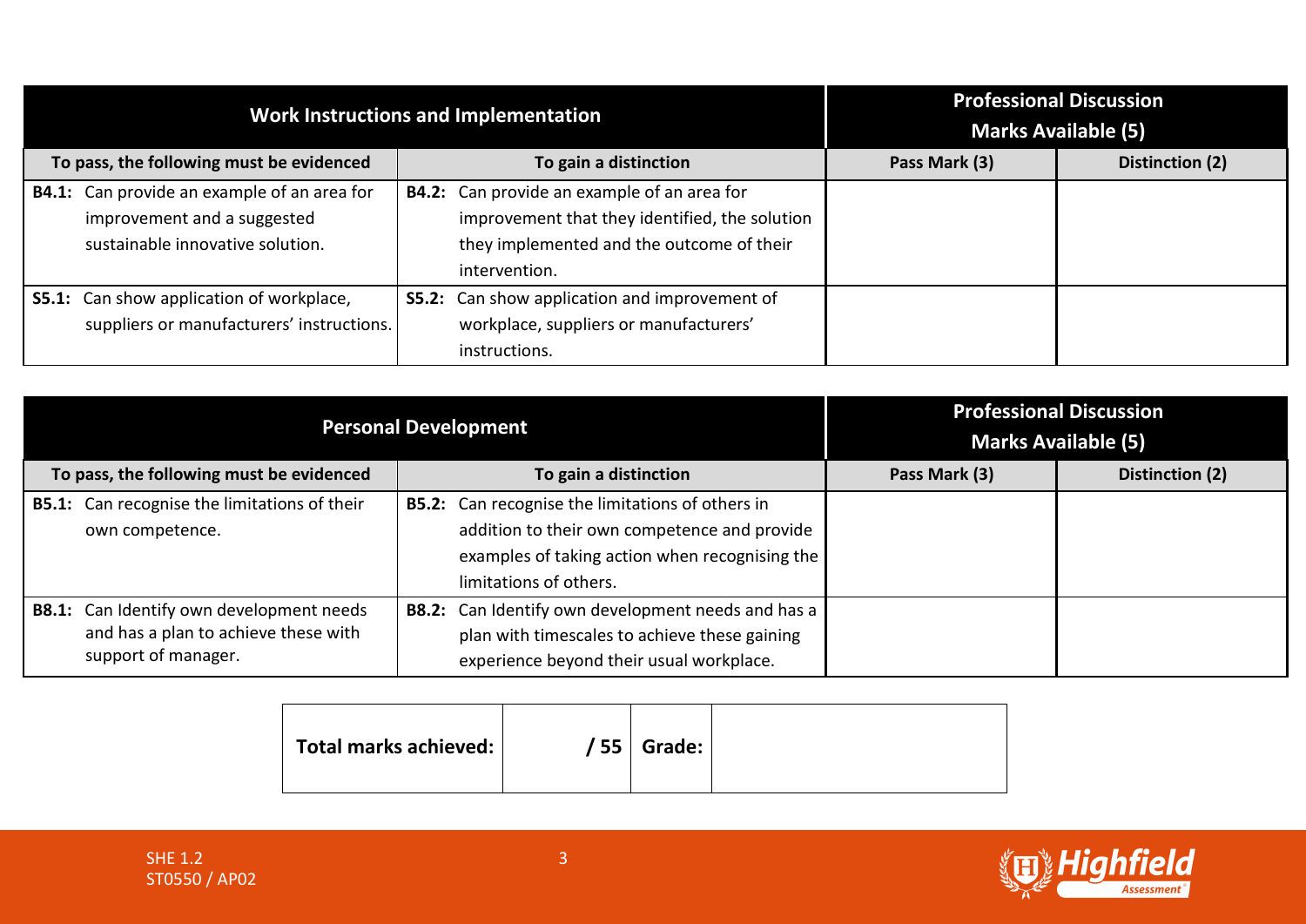| Work Instructions and Implementation | | Professional Discussion Marks Available (5) | |
|---|---|---|---|
| To pass, the following must be evidenced | To gain a distinction | Pass Mark (3) | Distinction (2) |
| **B4.1:** Can provide an example of an area for improvement and a suggested sustainable innovative solution. | **B4.2:** Can provide an example of an area for improvement that they identified, the solution they implemented and the outcome of their intervention. | | |
| **S5.1:** Can show application of workplace, suppliers or manufacturers' instructions. | **S5.2:** Can show application and improvement of workplace, suppliers or manufacturers' instructions. | | |

| Personal Development | | Professional Discussion Marks Available (5) | |
|---|---|---|---|
| To pass, the following must be evidenced | To gain a distinction | Pass Mark (3) | Distinction (2) |
| **B5.1:** Can recognise the limitations of their own competence. | **B5.2:** Can recognise the limitations of others in addition to their own competence and provide examples of taking action when recognising the limitations of others. | | |
| **B8.1:** Can Identify own development needs and has a plan to achieve these with support of manager. | **B8.2:** Can Identify own development needs and has a plan with timescales to achieve these gaining experience beyond their usual workplace. | | |

| | | | |
|---|---|---|---|
| **Total marks achieved:** | **/ 55** | **Grade:** | |